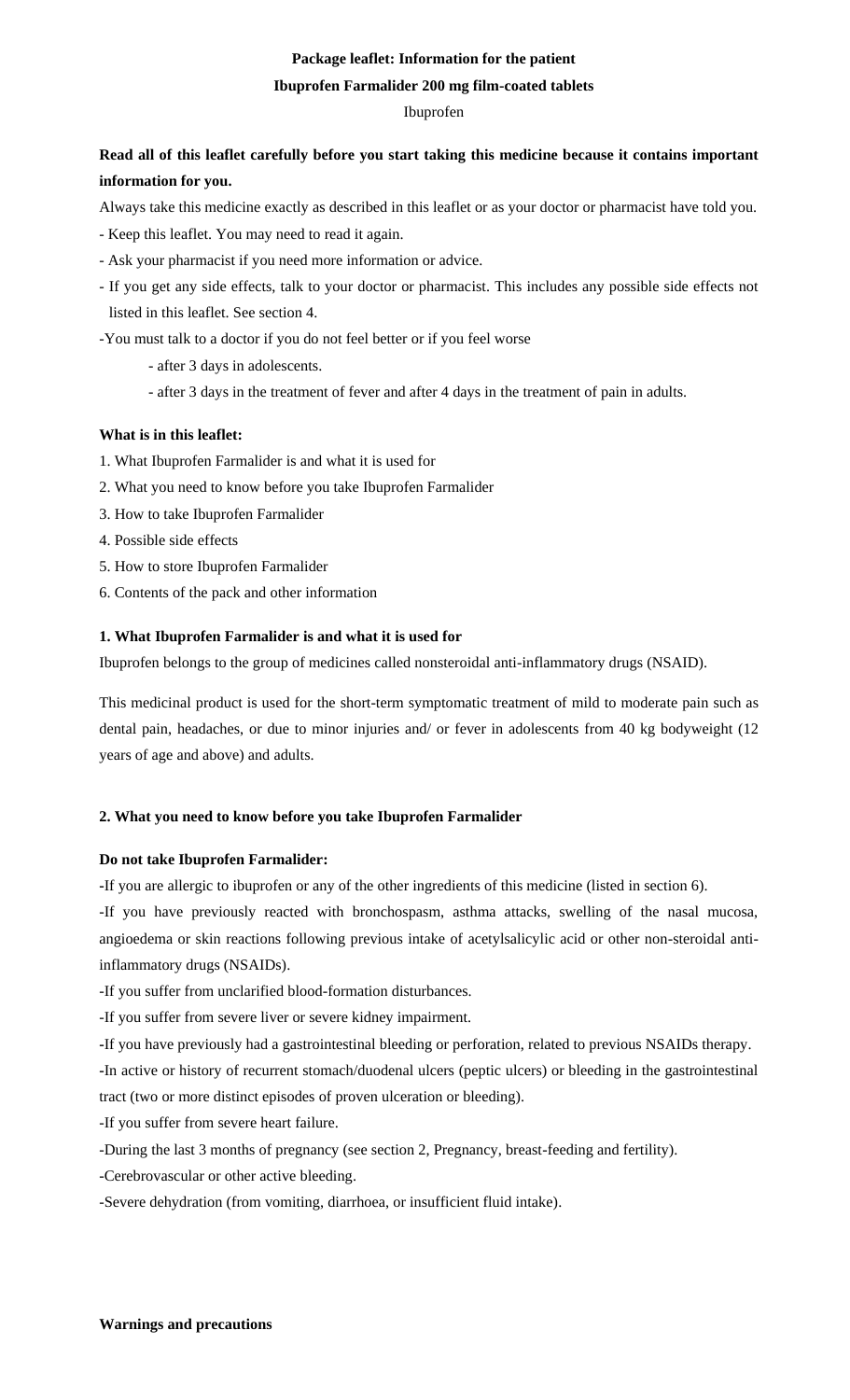**Package leaflet: Information for the patient**

**Ibuprofen Farmalider 200 mg film-coated tablets**

Ibuprofen

**Read all of this leaflet carefully before you start taking this medicine because it contains important information for you.**

Always take this medicine exactly as described in this leaflet or as your doctor or pharmacist have told you.

- Keep this leaflet. You may need to read it again.
- Ask your pharmacist if you need more information or advice.
- If you get any side effects, talk to your doctor or pharmacist. This includes any possible side effects not listed in this leaflet. See section 4.
- You must talk to a doctor if you do not feel better or if you feel worse
  - after 3 days in adolescents.
  - after 3 days in the treatment of fever and after 4 days in the treatment of pain in adults.

**What is in this leaflet:**

1. What Ibuprofen Farmalider is and what it is used for
2. What you need to know before you take Ibuprofen Farmalider
3. How to take Ibuprofen Farmalider
4. Possible side effects
5. How to store Ibuprofen Farmalider
6. Contents of the pack and other information

**1. What Ibuprofen Farmalider is and what it is used for**

Ibuprofen belongs to the group of medicines called nonsteroidal anti-inflammatory drugs (NSAID).

This medicinal product is used for the short-term symptomatic treatment of mild to moderate pain such as dental pain, headaches, or due to minor injuries and/ or fever in adolescents from 40 kg bodyweight (12 years of age and above) and adults.

**2. What you need to know before you take Ibuprofen Farmalider**

**Do not take Ibuprofen Farmalider:**

- If you are allergic to ibuprofen or any of the other ingredients of this medicine (listed in section 6).
- If you have previously reacted with bronchospasm, asthma attacks, swelling of the nasal mucosa, angioedema or skin reactions following previous intake of acetylsalicylic acid or other non-steroidal anti-inflammatory drugs (NSAIDs).
- If you suffer from unclarified blood-formation disturbances.
- If you suffer from severe liver or severe kidney impairment.
- If you have previously had a gastrointestinal bleeding or perforation, related to previous NSAIDs therapy.
- In active or history of recurrent stomach/duodenal ulcers (peptic ulcers) or bleeding in the gastrointestinal tract (two or more distinct episodes of proven ulceration or bleeding).
- If you suffer from severe heart failure.
- During the last 3 months of pregnancy (see section 2, Pregnancy, breast-feeding and fertility).
- Cerebrovascular or other active bleeding.
- Severe dehydration (from vomiting, diarrhoea, or insufficient fluid intake).

**Warnings and precautions**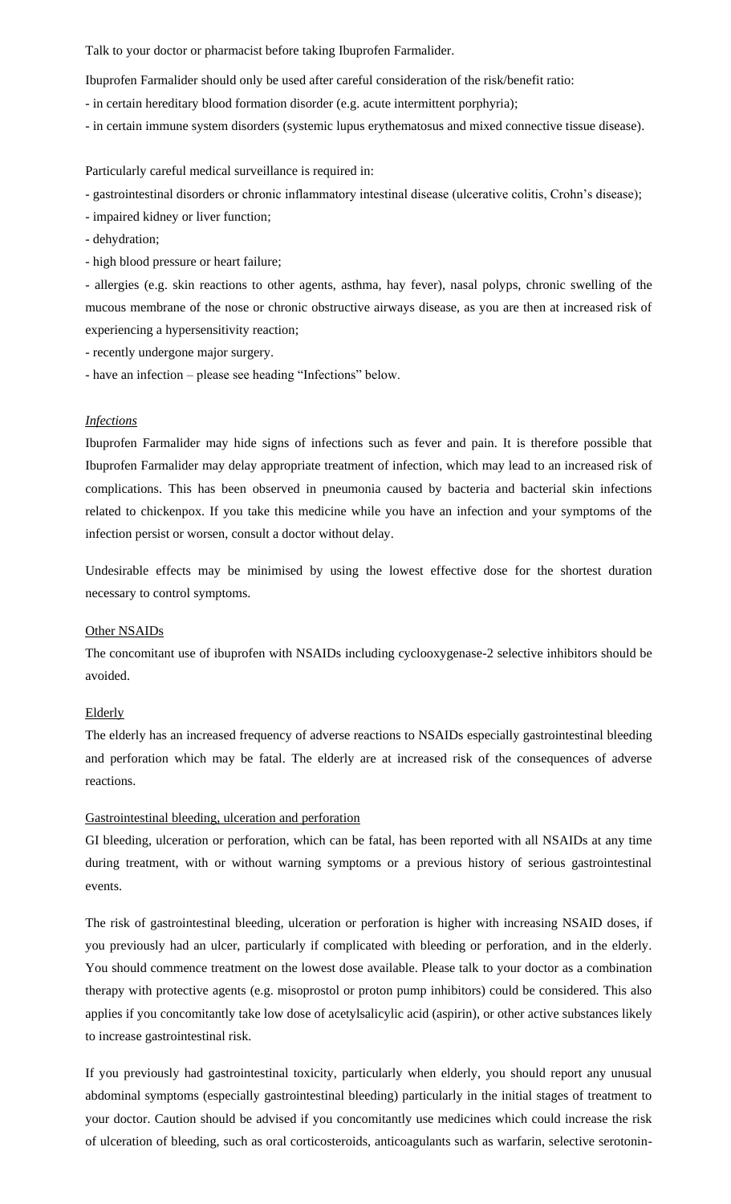Talk to your doctor or pharmacist before taking Ibuprofen Farmalider.

Ibuprofen Farmalider should only be used after careful consideration of the risk/benefit ratio:

- in certain hereditary blood formation disorder (e.g. acute intermittent porphyria);
- in certain immune system disorders (systemic lupus erythematosus and mixed connective tissue disease).

Particularly careful medical surveillance is required in:

- gastrointestinal disorders or chronic inflammatory intestinal disease (ulcerative colitis, Crohn's disease);
- impaired kidney or liver function;
- dehydration;
- high blood pressure or heart failure;
- allergies (e.g. skin reactions to other agents, asthma, hay fever), nasal polyps, chronic swelling of the mucous membrane of the nose or chronic obstructive airways disease, as you are then at increased risk of experiencing a hypersensitivity reaction;
- recently undergone major surgery.
- have an infection – please see heading "Infections" below.

*Infections*

Ibuprofen Farmalider may hide signs of infections such as fever and pain. It is therefore possible that Ibuprofen Farmalider may delay appropriate treatment of infection, which may lead to an increased risk of complications. This has been observed in pneumonia caused by bacteria and bacterial skin infections related to chickenpox. If you take this medicine while you have an infection and your symptoms of the infection persist or worsen, consult a doctor without delay.

Undesirable effects may be minimised by using the lowest effective dose for the shortest duration necessary to control symptoms.

Other NSAIDs

The concomitant use of ibuprofen with NSAIDs including cyclooxygenase-2 selective inhibitors should be avoided.

Elderly

The elderly has an increased frequency of adverse reactions to NSAIDs especially gastrointestinal bleeding and perforation which may be fatal. The elderly are at increased risk of the consequences of adverse reactions.

Gastrointestinal bleeding, ulceration and perforation

GI bleeding, ulceration or perforation, which can be fatal, has been reported with all NSAIDs at any time during treatment, with or without warning symptoms or a previous history of serious gastrointestinal events.

The risk of gastrointestinal bleeding, ulceration or perforation is higher with increasing NSAID doses, if you previously had an ulcer, particularly if complicated with bleeding or perforation, and in the elderly. You should commence treatment on the lowest dose available. Please talk to your doctor as a combination therapy with protective agents (e.g. misoprostol or proton pump inhibitors) could be considered. This also applies if you concomitantly take low dose of acetylsalicylic acid (aspirin), or other active substances likely to increase gastrointestinal risk.

If you previously had gastrointestinal toxicity, particularly when elderly, you should report any unusual abdominal symptoms (especially gastrointestinal bleeding) particularly in the initial stages of treatment to your doctor. Caution should be advised if you concomitantly use medicines which could increase the risk of ulceration of bleeding, such as oral corticosteroids, anticoagulants such as warfarin, selective serotonin-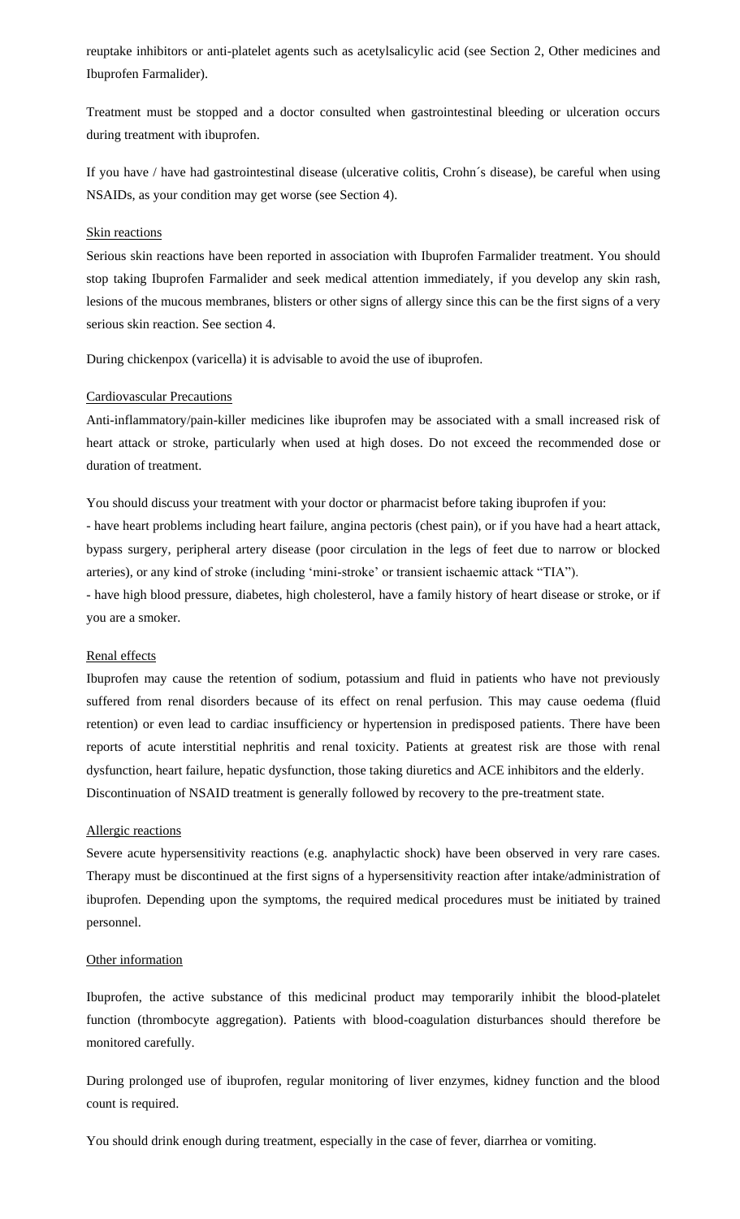reuptake inhibitors or anti-platelet agents such as acetylsalicylic acid (see Section 2, Other medicines and Ibuprofen Farmalider).

Treatment must be stopped and a doctor consulted when gastrointestinal bleeding or ulceration occurs during treatment with ibuprofen.

If you have / have had gastrointestinal disease (ulcerative colitis, Crohn´s disease), be careful when using NSAIDs, as your condition may get worse (see Section 4).

Skin reactions

Serious skin reactions have been reported in association with Ibuprofen Farmalider treatment. You should stop taking Ibuprofen Farmalider and seek medical attention immediately, if you develop any skin rash, lesions of the mucous membranes, blisters or other signs of allergy since this can be the first signs of a very serious skin reaction. See section 4.

During chickenpox (varicella) it is advisable to avoid the use of ibuprofen.

Cardiovascular Precautions

Anti-inflammatory/pain-killer medicines like ibuprofen may be associated with a small increased risk of heart attack or stroke, particularly when used at high doses. Do not exceed the recommended dose or duration of treatment.

You should discuss your treatment with your doctor or pharmacist before taking ibuprofen if you:

- have heart problems including heart failure, angina pectoris (chest pain), or if you have had a heart attack, bypass surgery, peripheral artery disease (poor circulation in the legs of feet due to narrow or blocked arteries), or any kind of stroke (including 'mini-stroke' or transient ischaemic attack "TIA").
- have high blood pressure, diabetes, high cholesterol, have a family history of heart disease or stroke, or if you are a smoker.

Renal effects

Ibuprofen may cause the retention of sodium, potassium and fluid in patients who have not previously suffered from renal disorders because of its effect on renal perfusion. This may cause oedema (fluid retention) or even lead to cardiac insufficiency or hypertension in predisposed patients. There have been reports of acute interstitial nephritis and renal toxicity. Patients at greatest risk are those with renal dysfunction, heart failure, hepatic dysfunction, those taking diuretics and ACE inhibitors and the elderly.
Discontinuation of NSAID treatment is generally followed by recovery to the pre-treatment state.

Allergic reactions

Severe acute hypersensitivity reactions (e.g. anaphylactic shock) have been observed in very rare cases. Therapy must be discontinued at the first signs of a hypersensitivity reaction after intake/administration of ibuprofen. Depending upon the symptoms, the required medical procedures must be initiated by trained personnel.

Other information

Ibuprofen, the active substance of this medicinal product may temporarily inhibit the blood-platelet function (thrombocyte aggregation). Patients with blood-coagulation disturbances should therefore be monitored carefully.

During prolonged use of ibuprofen, regular monitoring of liver enzymes, kidney function and the blood count is required.

You should drink enough during treatment, especially in the case of fever, diarrhea or vomiting.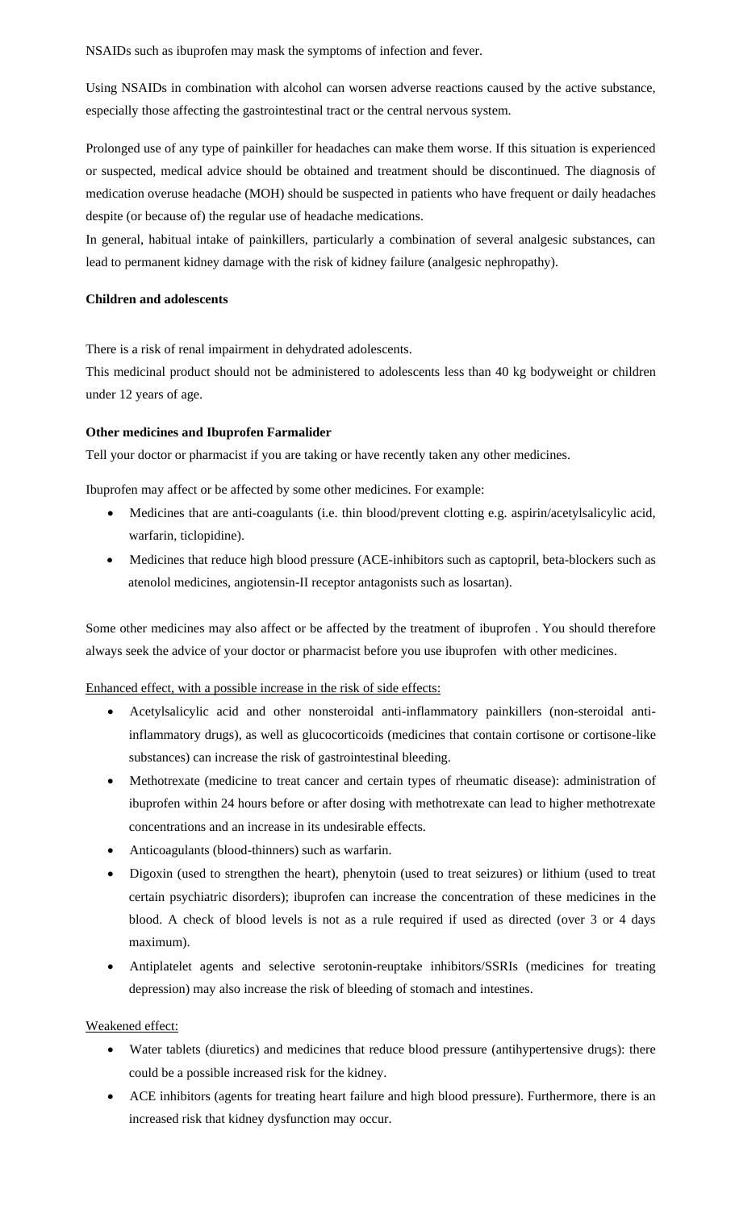NSAIDs such as ibuprofen may mask the symptoms of infection and fever.

Using NSAIDs in combination with alcohol can worsen adverse reactions caused by the active substance, especially those affecting the gastrointestinal tract or the central nervous system.

Prolonged use of any type of painkiller for headaches can make them worse. If this situation is experienced or suspected, medical advice should be obtained and treatment should be discontinued. The diagnosis of medication overuse headache (MOH) should be suspected in patients who have frequent or daily headaches despite (or because of) the regular use of headache medications.

In general, habitual intake of painkillers, particularly a combination of several analgesic substances, can lead to permanent kidney damage with the risk of kidney failure (analgesic nephropathy).

**Children and adolescents**

There is a risk of renal impairment in dehydrated adolescents.

This medicinal product should not be administered to adolescents less than 40 kg bodyweight or children under 12 years of age.

**Other medicines and Ibuprofen Farmalider**

Tell your doctor or pharmacist if you are taking or have recently taken any other medicines.

Ibuprofen may affect or be affected by some other medicines. For example:

- Medicines that are anti-coagulants (i.e. thin blood/prevent clotting e.g. aspirin/acetylsalicylic acid, warfarin, ticlopidine).
- Medicines that reduce high blood pressure (ACE-inhibitors such as captopril, beta-blockers such as atenolol medicines, angiotensin-II receptor antagonists such as losartan).

Some other medicines may also affect or be affected by the treatment of ibuprofen . You should therefore always seek the advice of your doctor or pharmacist before you use ibuprofen with other medicines.

Enhanced effect, with a possible increase in the risk of side effects:

- Acetylsalicylic acid and other nonsteroidal anti-inflammatory painkillers (non-steroidal anti-inflammatory drugs), as well as glucocorticoids (medicines that contain cortisone or cortisone-like substances) can increase the risk of gastrointestinal bleeding.
- Methotrexate (medicine to treat cancer and certain types of rheumatic disease): administration of ibuprofen within 24 hours before or after dosing with methotrexate can lead to higher methotrexate concentrations and an increase in its undesirable effects.
- Anticoagulants (blood-thinners) such as warfarin.
- Digoxin (used to strengthen the heart), phenytoin (used to treat seizures) or lithium (used to treat certain psychiatric disorders); ibuprofen can increase the concentration of these medicines in the blood. A check of blood levels is not as a rule required if used as directed (over 3 or 4 days maximum).
- Antiplatelet agents and selective serotonin-reuptake inhibitors/SSRIs (medicines for treating depression) may also increase the risk of bleeding of stomach and intestines.

Weakened effect:

- Water tablets (diuretics) and medicines that reduce blood pressure (antihypertensive drugs): there could be a possible increased risk for the kidney.
- ACE inhibitors (agents for treating heart failure and high blood pressure). Furthermore, there is an increased risk that kidney dysfunction may occur.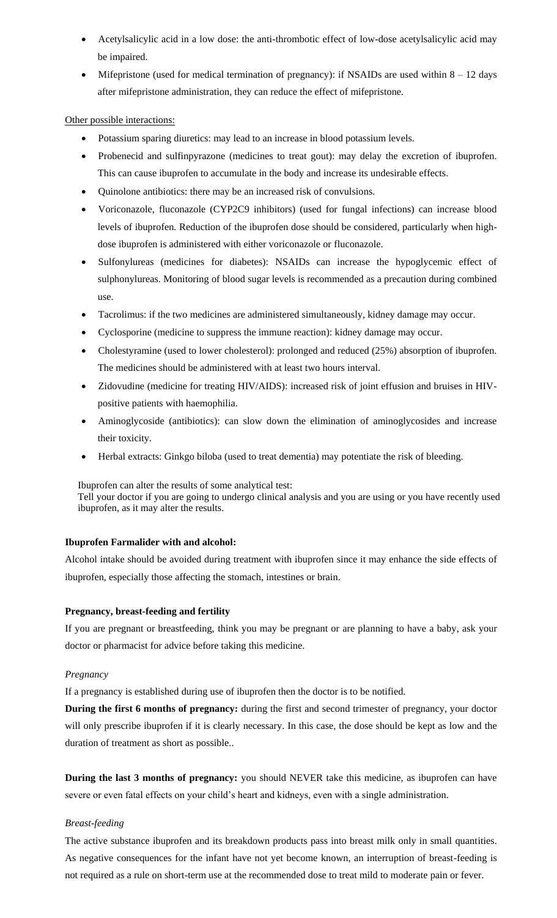- Acetylsalicylic acid in a low dose: the anti-thrombotic effect of low-dose acetylsalicylic acid may be impaired.
- Mifepristone (used for medical termination of pregnancy): if NSAIDs are used within 8 – 12 days after mifepristone administration, they can reduce the effect of mifepristone.

Other possible interactions:

- Potassium sparing diuretics: may lead to an increase in blood potassium levels.
- Probenecid and sulfinpyrazone (medicines to treat gout): may delay the excretion of ibuprofen. This can cause ibuprofen to accumulate in the body and increase its undesirable effects.
- Quinolone antibiotics: there may be an increased risk of convulsions.
- Voriconazole, fluconazole (CYP2C9 inhibitors) (used for fungal infections) can increase blood levels of ibuprofen. Reduction of the ibuprofen dose should be considered, particularly when high-dose ibuprofen is administered with either voriconazole or fluconazole.
- Sulfonylureas (medicines for diabetes): NSAIDs can increase the hypoglycemic effect of sulphonylureas. Monitoring of blood sugar levels is recommended as a precaution during combined use.
- Tacrolimus: if the two medicines are administered simultaneously, kidney damage may occur.
- Cyclosporine (medicine to suppress the immune reaction): kidney damage may occur.
- Cholestyramine (used to lower cholesterol): prolonged and reduced (25%) absorption of ibuprofen. The medicines should be administered with at least two hours interval.
- Zidovudine (medicine for treating HIV/AIDS): increased risk of joint effusion and bruises in HIV-positive patients with haemophilia.
- Aminoglycoside (antibiotics): can slow down the elimination of aminoglycosides and increase their toxicity.
- Herbal extracts: Ginkgo biloba (used to treat dementia) may potentiate the risk of bleeding.

Ibuprofen can alter the results of some analytical test:
Tell your doctor if you are going to undergo clinical analysis and you are using or you have recently used ibuprofen, as it may alter the results.

**Ibuprofen Farmalider with and alcohol:**

Alcohol intake should be avoided during treatment with ibuprofen since it may enhance the side effects of ibuprofen, especially those affecting the stomach, intestines or brain.

**Pregnancy, breast-feeding and fertility**

If you are pregnant or breastfeeding, think you may be pregnant or are planning to have a baby, ask your doctor or pharmacist for advice before taking this medicine.

*Pregnancy*

If a pregnancy is established during use of ibuprofen then the doctor is to be notified.

**During the first 6 months of pregnancy:** during the first and second trimester of pregnancy, your doctor will only prescribe ibuprofen if it is clearly necessary. In this case, the dose should be kept as low and the duration of treatment as short as possible..

**During the last 3 months of pregnancy:** you should NEVER take this medicine, as ibuprofen can have severe or even fatal effects on your child's heart and kidneys, even with a single administration.

*Breast-feeding*

The active substance ibuprofen and its breakdown products pass into breast milk only in small quantities. As negative consequences for the infant have not yet become known, an interruption of breast-feeding is not required as a rule on short-term use at the recommended dose to treat mild to moderate pain or fever.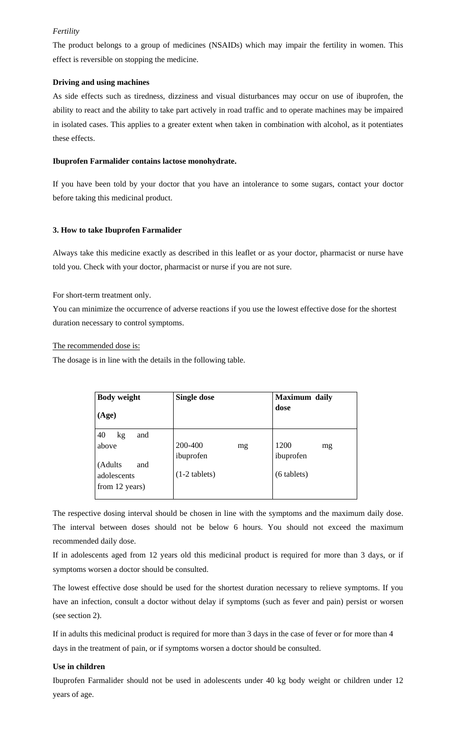*Fertility*

The product belongs to a group of medicines (NSAIDs) which may impair the fertility in women. This effect is reversible on stopping the medicine.

**Driving and using machines**

As side effects such as tiredness, dizziness and visual disturbances may occur on use of ibuprofen, the ability to react and the ability to take part actively in road traffic and to operate machines may be impaired in isolated cases. This applies to a greater extent when taken in combination with alcohol, as it potentiates these effects.

**Ibuprofen Farmalider contains lactose monohydrate.**

If you have been told by your doctor that you have an intolerance to some sugars, contact your doctor before taking this medicinal product.

**3. How to take Ibuprofen Farmalider**

Always take this medicine exactly as described in this leaflet or as your doctor, pharmacist or nurse have told you. Check with your doctor, pharmacist or nurse if you are not sure.

For short-term treatment only.

You can minimize the occurrence of adverse reactions if you use the lowest effective dose for the shortest duration necessary to control symptoms.

The recommended dose is:

The dosage is in line with the details in the following table.

| **Body weight (Age)** | **Single dose** | **Maximum daily dose** |
|---|---|---|
| 40 kg and above (Adults and adolescents from 12 years) | 200-400 mg ibuprofen (1-2 tablets) | 1200 mg ibuprofen (6 tablets) |

The respective dosing interval should be chosen in line with the symptoms and the maximum daily dose. The interval between doses should not be below 6 hours. You should not exceed the maximum recommended daily dose.

If in adolescents aged from 12 years old this medicinal product is required for more than 3 days, or if symptoms worsen a doctor should be consulted.

The lowest effective dose should be used for the shortest duration necessary to relieve symptoms. If you have an infection, consult a doctor without delay if symptoms (such as fever and pain) persist or worsen (see section 2).

If in adults this medicinal product is required for more than 3 days in the case of fever or for more than 4 days in the treatment of pain, or if symptoms worsen a doctor should be consulted.

**Use in children**

Ibuprofen Farmalider should not be used in adolescents under 40 kg body weight or children under 12 years of age.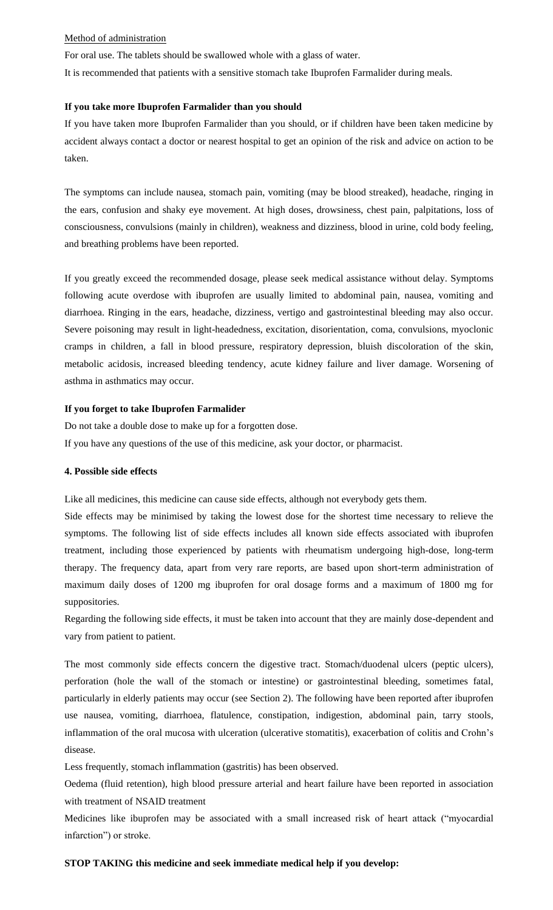Method of administration

For oral use. The tablets should be swallowed whole with a glass of water.

It is recommended that patients with a sensitive stomach take Ibuprofen Farmalider during meals.

**If you take more Ibuprofen Farmalider than you should**

If you have taken more Ibuprofen Farmalider than you should, or if children have been taken medicine by accident always contact a doctor or nearest hospital to get an opinion of the risk and advice on action to be taken.

The symptoms can include nausea, stomach pain, vomiting (may be blood streaked), headache, ringing in the ears, confusion and shaky eye movement. At high doses, drowsiness, chest pain, palpitations, loss of consciousness, convulsions (mainly in children), weakness and dizziness, blood in urine, cold body feeling, and breathing problems have been reported.

If you greatly exceed the recommended dosage, please seek medical assistance without delay. Symptoms following acute overdose with ibuprofen are usually limited to abdominal pain, nausea, vomiting and diarrhoea. Ringing in the ears, headache, dizziness, vertigo and gastrointestinal bleeding may also occur. Severe poisoning may result in light-headedness, excitation, disorientation, coma, convulsions, myoclonic cramps in children, a fall in blood pressure, respiratory depression, bluish discoloration of the skin, metabolic acidosis, increased bleeding tendency, acute kidney failure and liver damage. Worsening of asthma in asthmatics may occur.

**If you forget to take Ibuprofen Farmalider**

Do not take a double dose to make up for a forgotten dose.

If you have any questions of the use of this medicine, ask your doctor, or pharmacist.

**4. Possible side effects**

Like all medicines, this medicine can cause side effects, although not everybody gets them.

Side effects may be minimised by taking the lowest dose for the shortest time necessary to relieve the symptoms. The following list of side effects includes all known side effects associated with ibuprofen treatment, including those experienced by patients with rheumatism undergoing high-dose, long-term therapy. The frequency data, apart from very rare reports, are based upon short-term administration of maximum daily doses of 1200 mg ibuprofen for oral dosage forms and a maximum of 1800 mg for suppositories.

Regarding the following side effects, it must be taken into account that they are mainly dose-dependent and vary from patient to patient.

The most commonly side effects concern the digestive tract. Stomach/duodenal ulcers (peptic ulcers), perforation (hole the wall of the stomach or intestine) or gastrointestinal bleeding, sometimes fatal, particularly in elderly patients may occur (see Section 2). The following have been reported after ibuprofen use nausea, vomiting, diarrhoea, flatulence, constipation, indigestion, abdominal pain, tarry stools, inflammation of the oral mucosa with ulceration (ulcerative stomatitis), exacerbation of colitis and Crohn's disease.

Less frequently, stomach inflammation (gastritis) has been observed.

Oedema (fluid retention), high blood pressure arterial and heart failure have been reported in association with treatment of NSAID treatment

Medicines like ibuprofen may be associated with a small increased risk of heart attack ("myocardial infarction") or stroke.

**STOP TAKING this medicine and seek immediate medical help if you develop:**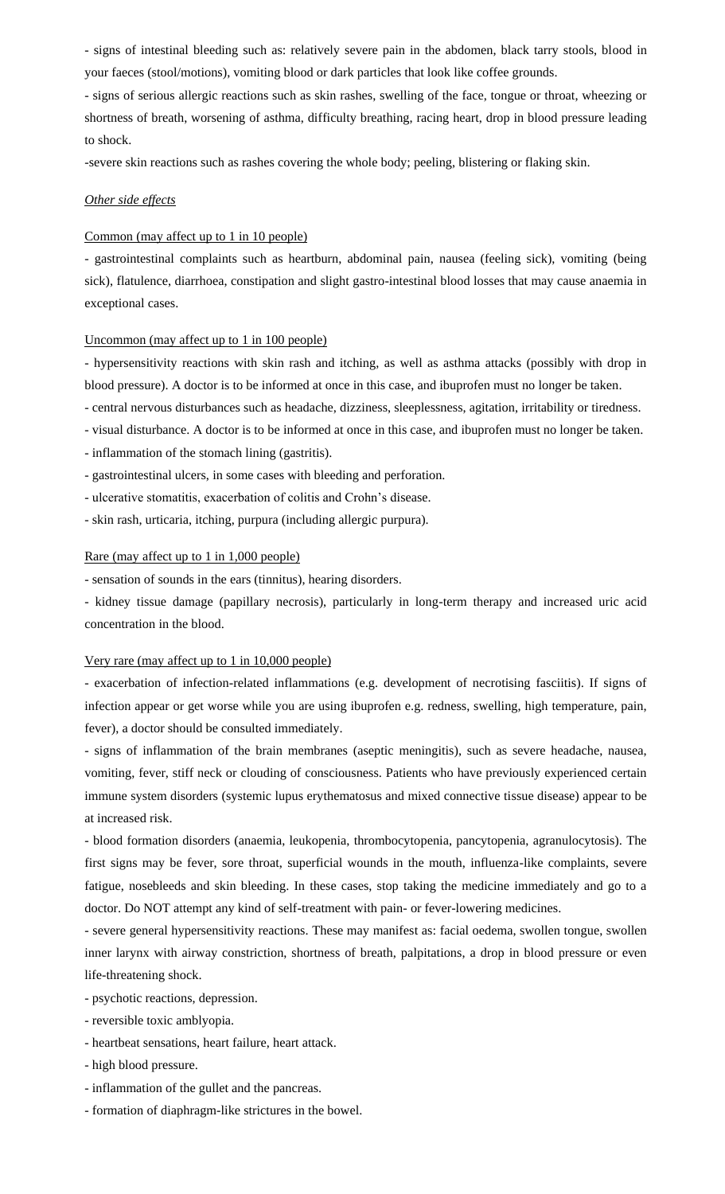- signs of intestinal bleeding such as: relatively severe pain in the abdomen, black tarry stools, blood in your faeces (stool/motions), vomiting blood or dark particles that look like coffee grounds.

- signs of serious allergic reactions such as skin rashes, swelling of the face, tongue or throat, wheezing or shortness of breath, worsening of asthma, difficulty breathing, racing heart, drop in blood pressure leading to shock.

-severe skin reactions such as rashes covering the whole body; peeling, blistering or flaking skin.

*Other side effects*

Common (may affect up to 1 in 10 people)

- gastrointestinal complaints such as heartburn, abdominal pain, nausea (feeling sick), vomiting (being sick), flatulence, diarrhoea, constipation and slight gastro-intestinal blood losses that may cause anaemia in exceptional cases.

Uncommon (may affect up to 1 in 100 people)

- hypersensitivity reactions with skin rash and itching, as well as asthma attacks (possibly with drop in blood pressure). A doctor is to be informed at once in this case, and ibuprofen must no longer be taken.
- central nervous disturbances such as headache, dizziness, sleeplessness, agitation, irritability or tiredness.
- visual disturbance. A doctor is to be informed at once in this case, and ibuprofen must no longer be taken.
- inflammation of the stomach lining (gastritis).
- gastrointestinal ulcers, in some cases with bleeding and perforation.
- ulcerative stomatitis, exacerbation of colitis and Crohn's disease.
- skin rash, urticaria, itching, purpura (including allergic purpura).

Rare (may affect up to 1 in 1,000 people)

- sensation of sounds in the ears (tinnitus), hearing disorders.
- kidney tissue damage (papillary necrosis), particularly in long-term therapy and increased uric acid concentration in the blood.

Very rare (may affect up to 1 in 10,000 people)

- exacerbation of infection-related inflammations (e.g. development of necrotising fasciitis). If signs of infection appear or get worse while you are using ibuprofen e.g. redness, swelling, high temperature, pain, fever), a doctor should be consulted immediately.
- signs of inflammation of the brain membranes (aseptic meningitis), such as severe headache, nausea, vomiting, fever, stiff neck or clouding of consciousness. Patients who have previously experienced certain immune system disorders (systemic lupus erythematosus and mixed connective tissue disease) appear to be at increased risk.
- blood formation disorders (anaemia, leukopenia, thrombocytopenia, pancytopenia, agranulocytosis). The first signs may be fever, sore throat, superficial wounds in the mouth, influenza-like complaints, severe fatigue, nosebleeds and skin bleeding. In these cases, stop taking the medicine immediately and go to a doctor. Do NOT attempt any kind of self-treatment with pain- or fever-lowering medicines.
- severe general hypersensitivity reactions. These may manifest as: facial oedema, swollen tongue, swollen inner larynx with airway constriction, shortness of breath, palpitations, a drop in blood pressure or even life-threatening shock.
- psychotic reactions, depression.
- reversible toxic amblyopia.
- heartbeat sensations, heart failure, heart attack.
- high blood pressure.
- inflammation of the gullet and the pancreas.
- formation of diaphragm-like strictures in the bowel.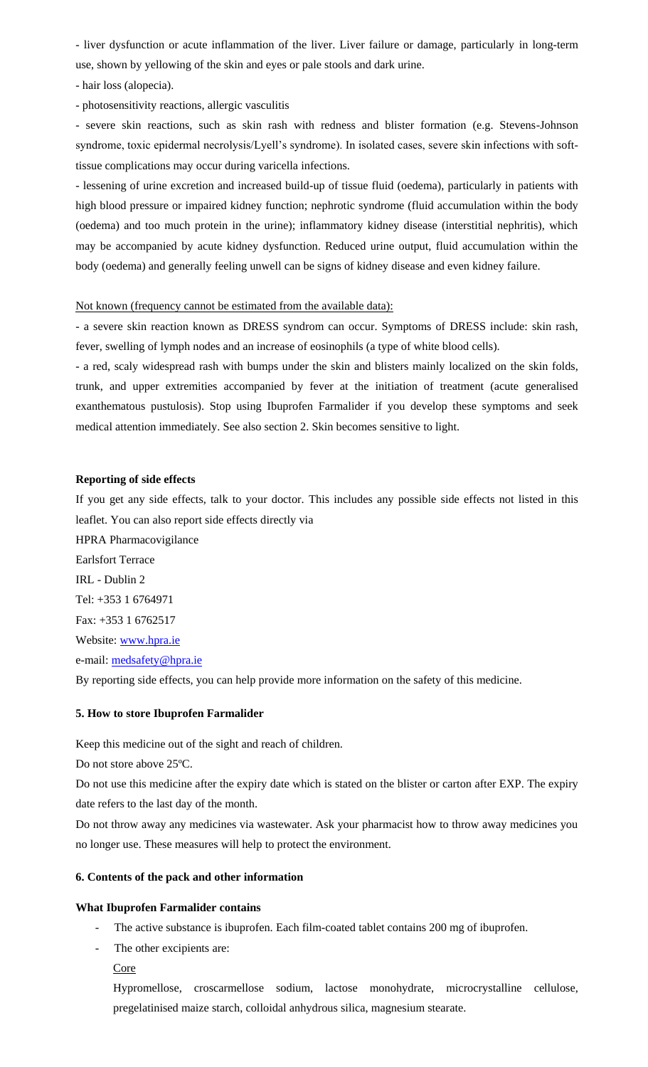- liver dysfunction or acute inflammation of the liver. Liver failure or damage, particularly in long-term use, shown by yellowing of the skin and eyes or pale stools and dark urine.

- hair loss (alopecia).

- photosensitivity reactions, allergic vasculitis

- severe skin reactions, such as skin rash with redness and blister formation (e.g. Stevens-Johnson syndrome, toxic epidermal necrolysis/Lyell's syndrome). In isolated cases, severe skin infections with soft-tissue complications may occur during varicella infections.

- lessening of urine excretion and increased build-up of tissue fluid (oedema), particularly in patients with high blood pressure or impaired kidney function; nephrotic syndrome (fluid accumulation within the body (oedema) and too much protein in the urine); inflammatory kidney disease (interstitial nephritis), which may be accompanied by acute kidney dysfunction. Reduced urine output, fluid accumulation within the body (oedema) and generally feeling unwell can be signs of kidney disease and even kidney failure.

Not known (frequency cannot be estimated from the available data):

- a severe skin reaction known as DRESS syndrom can occur. Symptoms of DRESS include: skin rash, fever, swelling of lymph nodes and an increase of eosinophils (a type of white blood cells).

- a red, scaly widespread rash with bumps under the skin and blisters mainly localized on the skin folds, trunk, and upper extremities accompanied by fever at the initiation of treatment (acute generalised exanthematous pustulosis). Stop using Ibuprofen Farmalider if you develop these symptoms and seek medical attention immediately. See also section 2. Skin becomes sensitive to light.

**Reporting of side effects**

If you get any side effects, talk to your doctor. This includes any possible side effects not listed in this leaflet. You can also report side effects directly via

HPRA Pharmacovigilance
Earlsfort Terrace
IRL - Dublin 2
Tel: +353 1 6764971
Fax: +353 1 6762517
Website: www.hpra.ie
e-mail: medsafety@hpra.ie

By reporting side effects, you can help provide more information on the safety of this medicine.

## 5. How to store Ibuprofen Farmalider

Keep this medicine out of the sight and reach of children.

Do not store above 25ºC.

Do not use this medicine after the expiry date which is stated on the blister or carton after EXP. The expiry date refers to the last day of the month.

Do not throw away any medicines via wastewater. Ask your pharmacist how to throw away medicines you no longer use. These measures will help to protect the environment.

## 6. Contents of the pack and other information

### What Ibuprofen Farmalider contains

- The active substance is ibuprofen. Each film-coated tablet contains 200 mg of ibuprofen.
- The other excipients are:

  Core

  Hypromellose, croscarmellose sodium, lactose monohydrate, microcrystalline cellulose, pregelatinised maize starch, colloidal anhydrous silica, magnesium stearate.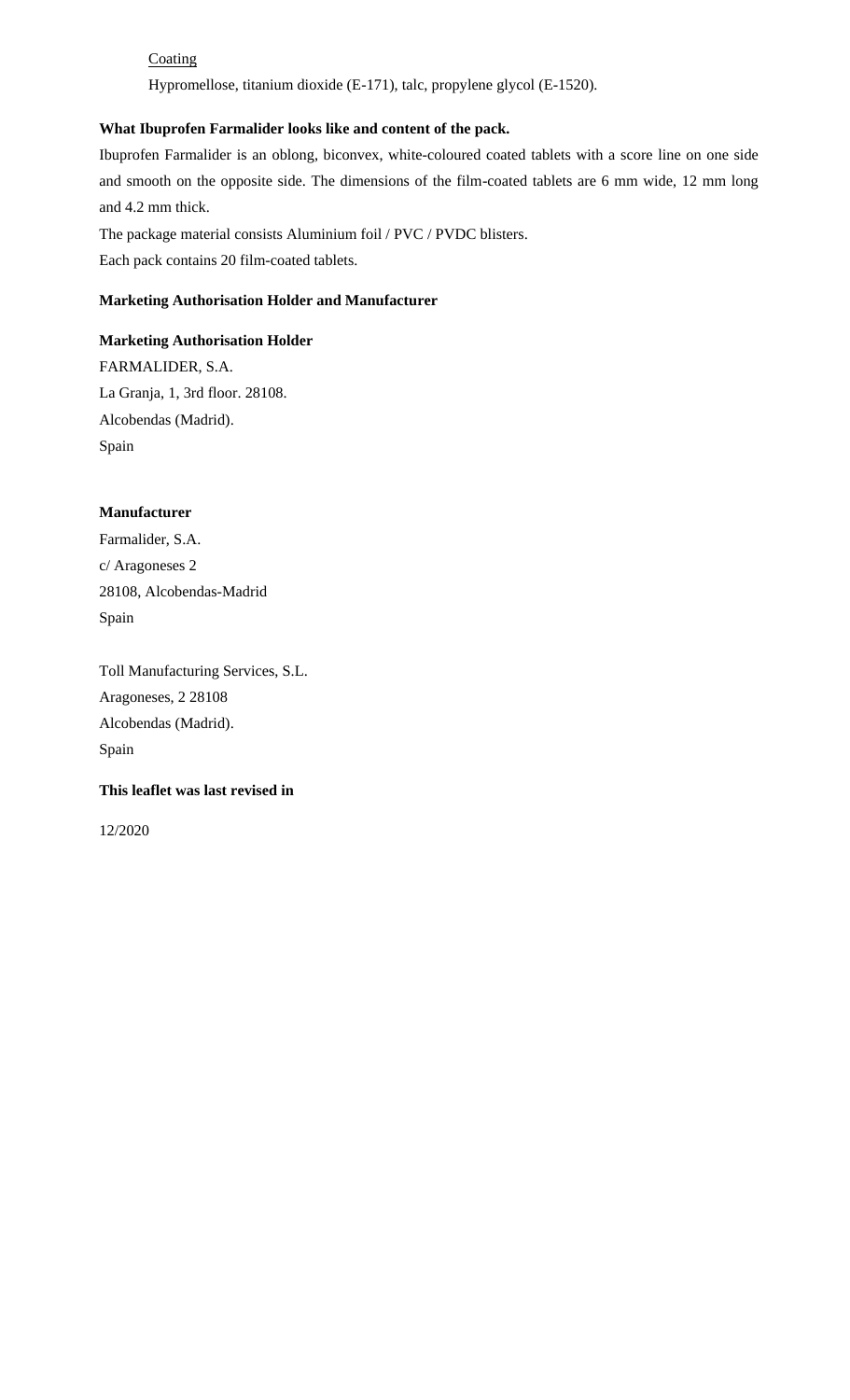Coating

Hypromellose, titanium dioxide (E-171), talc, propylene glycol (E-1520).

**What Ibuprofen Farmalider looks like and content of the pack.**

Ibuprofen Farmalider is an oblong, biconvex, white-coloured coated tablets with a score line on one side and smooth on the opposite side. The dimensions of the film-coated tablets are 6 mm wide, 12 mm long and 4.2 mm thick.

The package material consists Aluminium foil / PVC / PVDC blisters.

Each pack contains 20 film-coated tablets.

**Marketing Authorisation Holder and Manufacturer**

**Marketing Authorisation Holder**

FARMALIDER, S.A.
La Granja, 1, 3rd floor. 28108.
Alcobendas (Madrid).
Spain

**Manufacturer**

Farmalider, S.A.
c/ Aragoneses 2
28108, Alcobendas-Madrid
Spain

Toll Manufacturing Services, S.L.
Aragoneses, 2 28108
Alcobendas (Madrid).
Spain

**This leaflet was last revised in**

12/2020